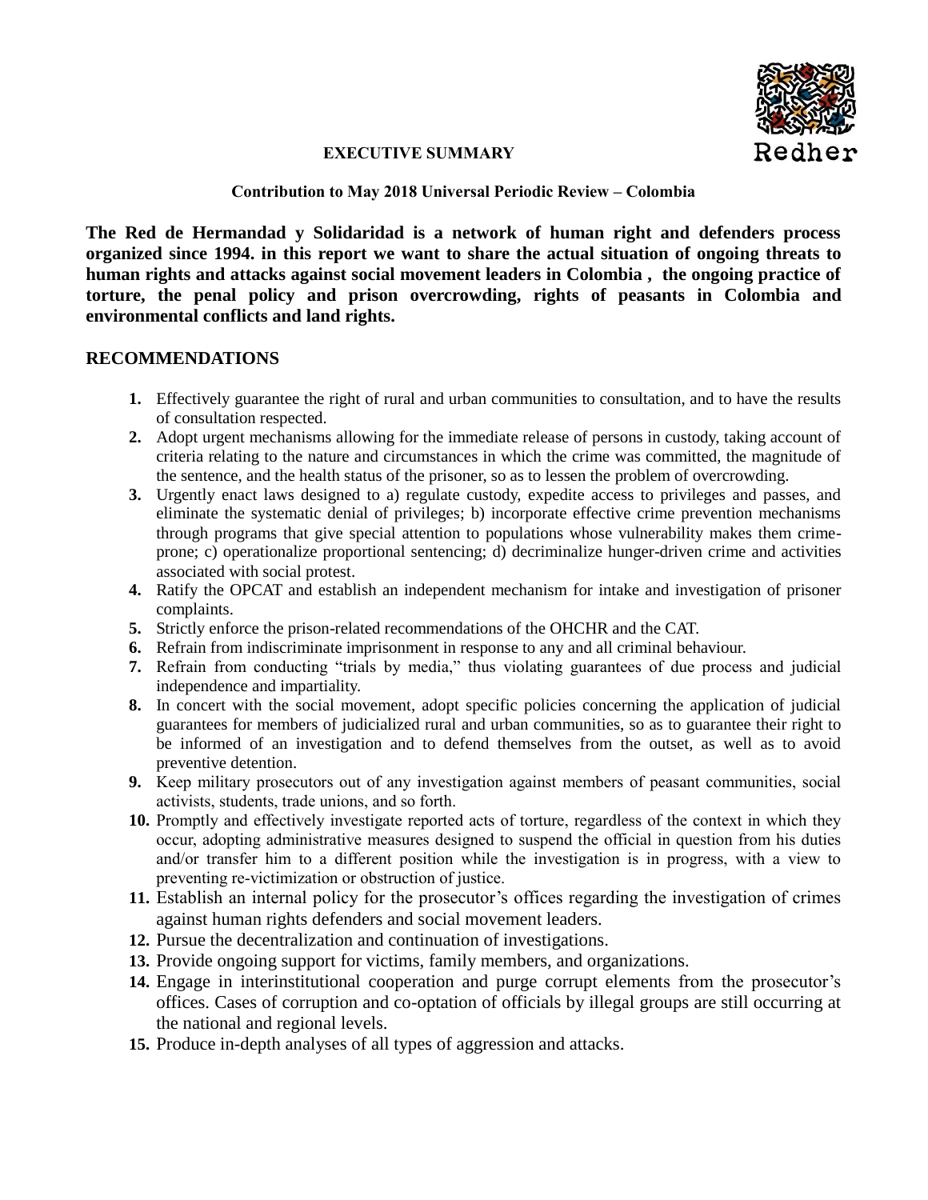Redher

**EXECUTIVE SUMMARY**

**Contribution to May 2018 Universal Periodic Review – Colombia**

**The Red de Hermandad y Solidaridad is a network of human right and defenders process organized since 1994. in this report we want to share the actual situation of ongoing threats to human rights and attacks against social movement leaders in Colombia , the ongoing practice of torture, the penal policy and prison overcrowding, rights of peasants in Colombia and environmental conflicts and land rights.**

## RECOMMENDATIONS

1. Effectively guarantee the right of rural and urban communities to consultation, and to have the results of consultation respected.
2. Adopt urgent mechanisms allowing for the immediate release of persons in custody, taking account of criteria relating to the nature and circumstances in which the crime was committed, the magnitude of the sentence, and the health status of the prisoner, so as to lessen the problem of overcrowding.
3. Urgently enact laws designed to a) regulate custody, expedite access to privileges and passes, and eliminate the systematic denial of privileges; b) incorporate effective crime prevention mechanisms through programs that give special attention to populations whose vulnerability makes them crime-prone; c) operationalize proportional sentencing; d) decriminalize hunger-driven crime and activities associated with social protest.
4. Ratify the OPCAT and establish an independent mechanism for intake and investigation of prisoner complaints.
5. Strictly enforce the prison-related recommendations of the OHCHR and the CAT.
6. Refrain from indiscriminate imprisonment in response to any and all criminal behaviour.
7. Refrain from conducting "trials by media," thus violating guarantees of due process and judicial independence and impartiality.
8. In concert with the social movement, adopt specific policies concerning the application of judicial guarantees for members of judicialized rural and urban communities, so as to guarantee their right to be informed of an investigation and to defend themselves from the outset, as well as to avoid preventive detention.
9. Keep military prosecutors out of any investigation against members of peasant communities, social activists, students, trade unions, and so forth.
10. Promptly and effectively investigate reported acts of torture, regardless of the context in which they occur, adopting administrative measures designed to suspend the official in question from his duties and/or transfer him to a different position while the investigation is in progress, with a view to preventing re-victimization or obstruction of justice.
11. Establish an internal policy for the prosecutor's offices regarding the investigation of crimes against human rights defenders and social movement leaders.
12. Pursue the decentralization and continuation of investigations.
13. Provide ongoing support for victims, family members, and organizations.
14. Engage in interinstitutional cooperation and purge corrupt elements from the prosecutor's offices. Cases of corruption and co-optation of officials by illegal groups are still occurring at the national and regional levels.
15. Produce in-depth analyses of all types of aggression and attacks.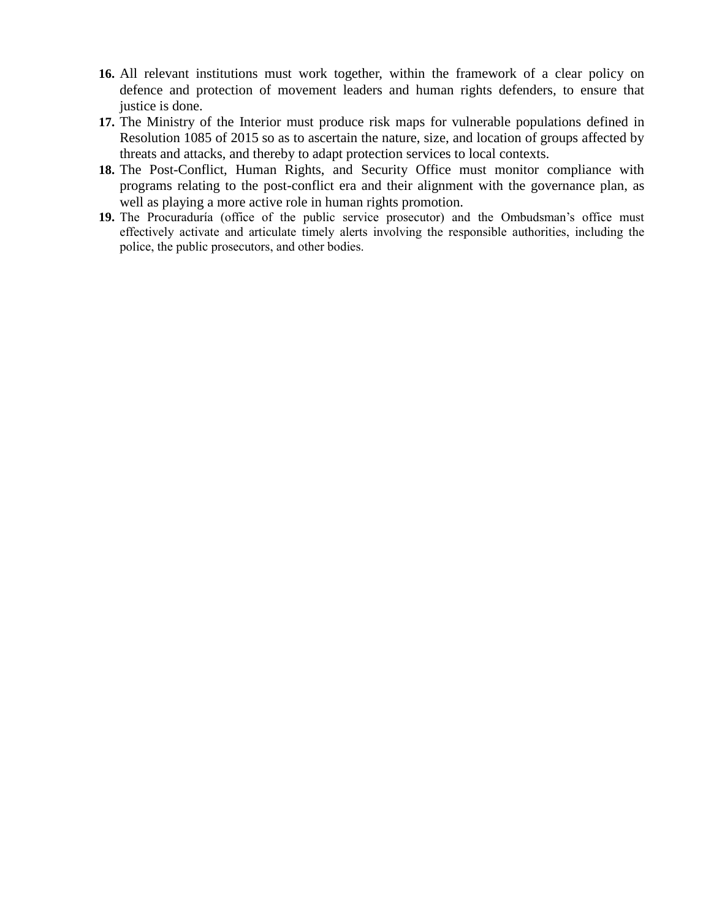16. All relevant institutions must work together, within the framework of a clear policy on defence and protection of movement leaders and human rights defenders, to ensure that justice is done.
17. The Ministry of the Interior must produce risk maps for vulnerable populations defined in Resolution 1085 of 2015 so as to ascertain the nature, size, and location of groups affected by threats and attacks, and thereby to adapt protection services to local contexts.
18. The Post-Conflict, Human Rights, and Security Office must monitor compliance with programs relating to the post-conflict era and their alignment with the governance plan, as well as playing a more active role in human rights promotion.
19. The Procuraduría (office of the public service prosecutor) and the Ombudsman's office must effectively activate and articulate timely alerts involving the responsible authorities, including the police, the public prosecutors, and other bodies.